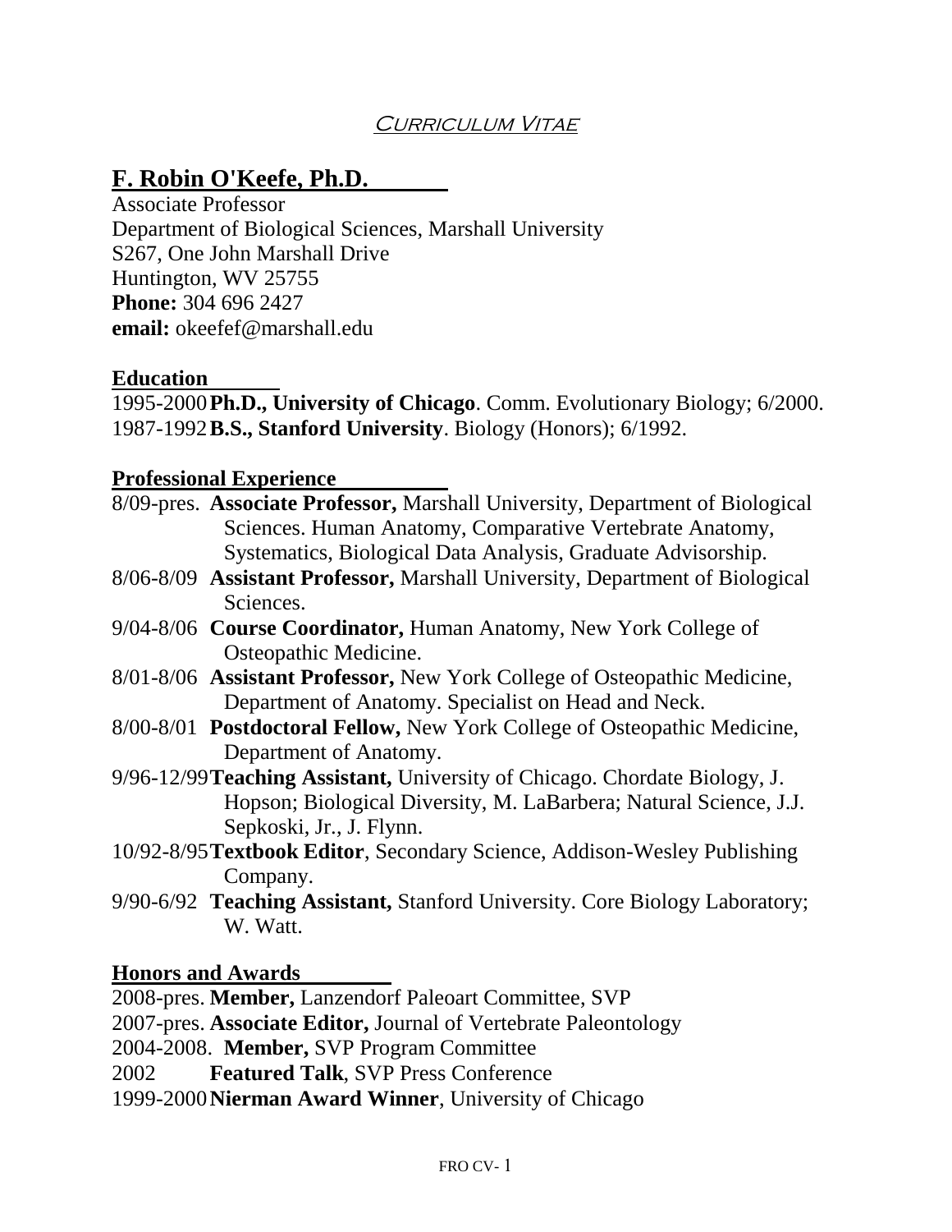# Curriculum Vitae

## F. Robin O'Keefe, Ph.D.

Associate Professor
Department of Biological Sciences, Marshall University
S267, One John Marshall Drive
Huntington, WV 25755
**Phone:** 304 696 2427
**email:** okeefef@marshall.edu

### Education

1995-2000 **Ph.D., University of Chicago**. Comm. Evolutionary Biology; 6/2000.
1987-1992 **B.S., Stanford University**. Biology (Honors); 6/1992.

### Professional Experience

8/09-pres. **Associate Professor,** Marshall University, Department of Biological Sciences. Human Anatomy, Comparative Vertebrate Anatomy, Systematics, Biological Data Analysis, Graduate Advisorship.
8/06-8/09 **Assistant Professor,** Marshall University, Department of Biological Sciences.
9/04-8/06 **Course Coordinator,** Human Anatomy, New York College of Osteopathic Medicine.
8/01-8/06 **Assistant Professor,** New York College of Osteopathic Medicine, Department of Anatomy. Specialist on Head and Neck.
8/00-8/01 **Postdoctoral Fellow,** New York College of Osteopathic Medicine, Department of Anatomy.
9/96-12/99 **Teaching Assistant,** University of Chicago. Chordate Biology, J. Hopson; Biological Diversity, M. LaBarbera; Natural Science, J.J. Sepkoski, Jr., J. Flynn.
10/92-8/95 **Textbook Editor**, Secondary Science, Addison-Wesley Publishing Company.
9/90-6/92 **Teaching Assistant,** Stanford University. Core Biology Laboratory; W. Watt.

### Honors and Awards

2008-pres. **Member,** Lanzendorf Paleoart Committee, SVP
2007-pres. **Associate Editor,** Journal of Vertebrate Paleontology
2004-2008. **Member,** SVP Program Committee
2002 **Featured Talk**, SVP Press Conference
1999-2000 **Nierman Award Winner**, University of Chicago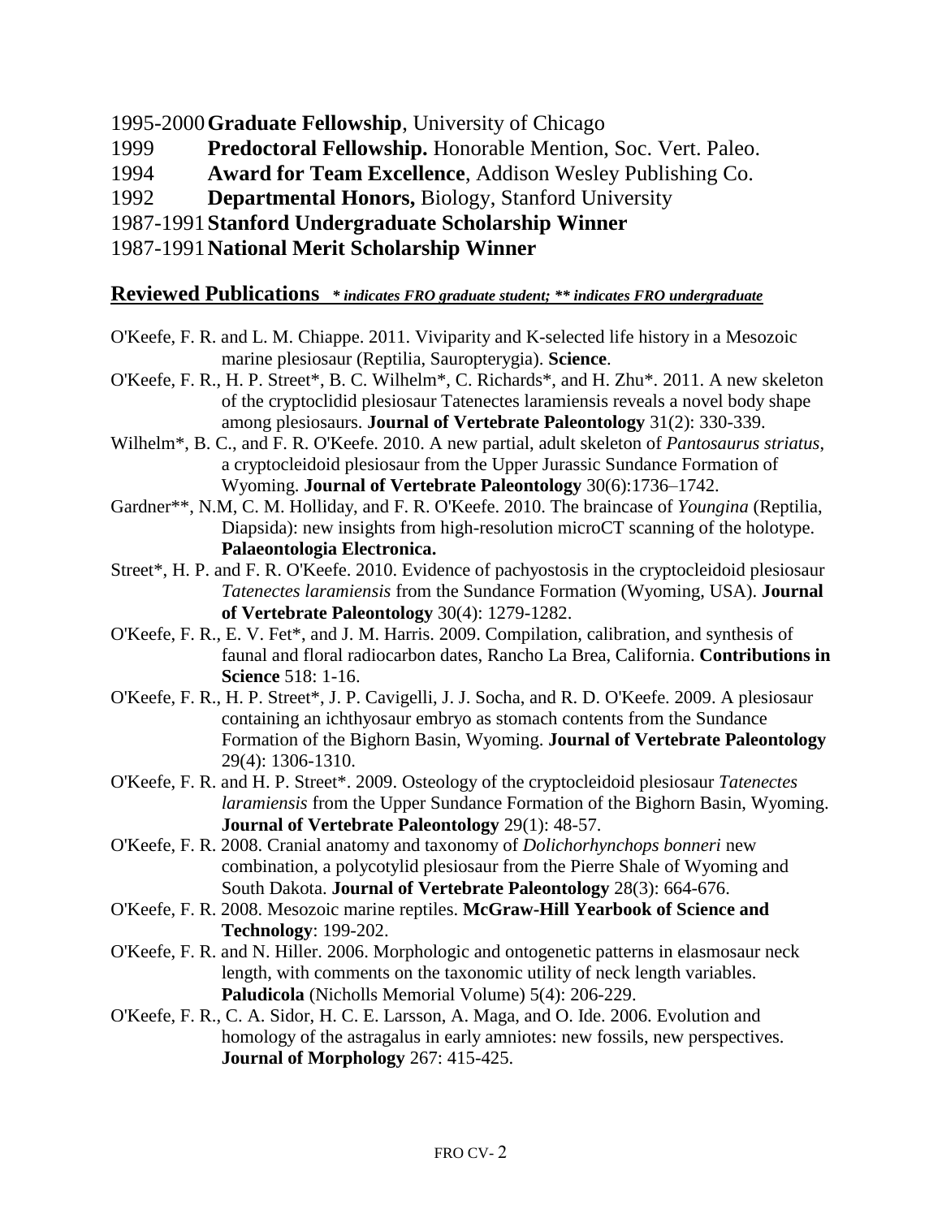1995-2000 **Graduate Fellowship**, University of Chicago
1999 **Predoctoral Fellowship.** Honorable Mention, Soc. Vert. Paleo.
1994 **Award for Team Excellence**, Addison Wesley Publishing Co.
1992 **Departmental Honors,** Biology, Stanford University
1987-1991 **Stanford Undergraduate Scholarship Winner**
1987-1991 **National Merit Scholarship Winner**

## Reviewed Publications *\* indicates FRO graduate student; \*\* indicates FRO undergraduate*

O'Keefe, F. R. and L. M. Chiappe. 2011. Viviparity and K-selected life history in a Mesozoic marine plesiosaur (Reptilia, Sauropterygia). **Science**.

O'Keefe, F. R., H. P. Street*, B. C. Wilhelm*, C. Richards*, and H. Zhu*. 2011. A new skeleton of the cryptoclidid plesiosaur Tatenectes laramiensis reveals a novel body shape among plesiosaurs. **Journal of Vertebrate Paleontology** 31(2): 330-339.

Wilhelm*, B. C., and F. R. O'Keefe. 2010. A new partial, adult skeleton of *Pantosaurus striatus*, a cryptocleidoid plesiosaur from the Upper Jurassic Sundance Formation of Wyoming. **Journal of Vertebrate Paleontology** 30(6):1736–1742.

Gardner**, N.M, C. M. Holliday, and F. R. O'Keefe. 2010. The braincase of *Youngina* (Reptilia, Diapsida): new insights from high-resolution microCT scanning of the holotype. **Palaeontologia Electronica.**

Street*, H. P. and F. R. O'Keefe. 2010. Evidence of pachyostosis in the cryptocleidoid plesiosaur *Tatenectes laramiensis* from the Sundance Formation (Wyoming, USA). **Journal of Vertebrate Paleontology** 30(4): 1279-1282.

O'Keefe, F. R., E. V. Fet*, and J. M. Harris. 2009. Compilation, calibration, and synthesis of faunal and floral radiocarbon dates, Rancho La Brea, California. **Contributions in Science** 518: 1-16.

O'Keefe, F. R., H. P. Street*, J. P. Cavigelli, J. J. Socha, and R. D. O'Keefe. 2009. A plesiosaur containing an ichthyosaur embryo as stomach contents from the Sundance Formation of the Bighorn Basin, Wyoming. **Journal of Vertebrate Paleontology** 29(4): 1306-1310.

O'Keefe, F. R. and H. P. Street*. 2009. Osteology of the cryptocleidoid plesiosaur *Tatenectes laramiensis* from the Upper Sundance Formation of the Bighorn Basin, Wyoming. **Journal of Vertebrate Paleontology** 29(1): 48-57.

O'Keefe, F. R. 2008. Cranial anatomy and taxonomy of *Dolichorhynchops bonneri* new combination, a polycotylid plesiosaur from the Pierre Shale of Wyoming and South Dakota. **Journal of Vertebrate Paleontology** 28(3): 664-676.

O'Keefe, F. R. 2008. Mesozoic marine reptiles. **McGraw-Hill Yearbook of Science and Technology**: 199-202.

O'Keefe, F. R. and N. Hiller. 2006. Morphologic and ontogenetic patterns in elasmosaur neck length, with comments on the taxonomic utility of neck length variables. **Paludicola** (Nicholls Memorial Volume) 5(4): 206-229.

O'Keefe, F. R., C. A. Sidor, H. C. E. Larsson, A. Maga, and O. Ide. 2006. Evolution and homology of the astragalus in early amniotes: new fossils, new perspectives. **Journal of Morphology** 267: 415-425.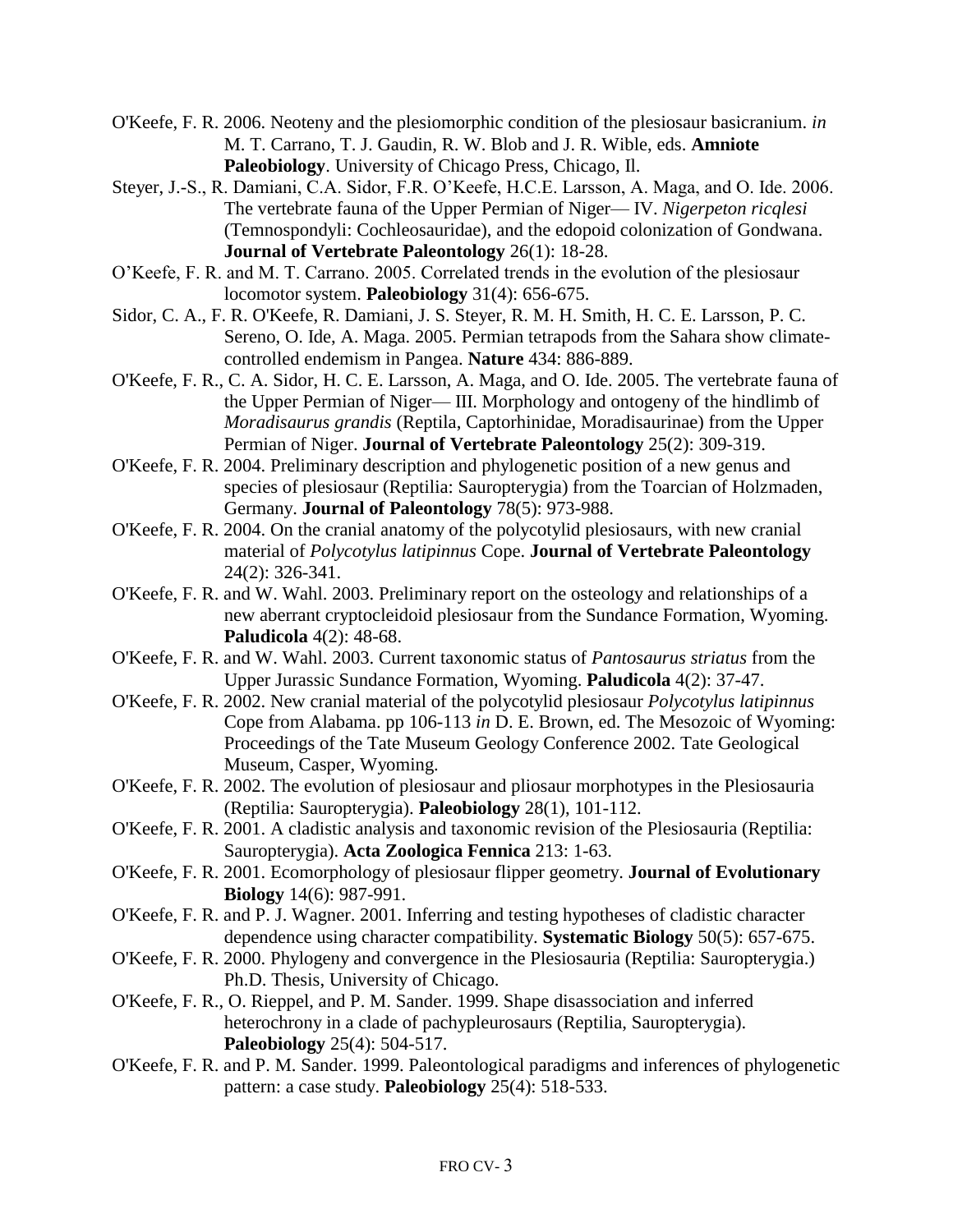O'Keefe, F. R. 2006. Neoteny and the plesiomorphic condition of the plesiosaur basicranium. *in* M. T. Carrano, T. J. Gaudin, R. W. Blob and J. R. Wible, eds. **Amniote Paleobiology**. University of Chicago Press, Chicago, Il.

Steyer, J.-S., R. Damiani, C.A. Sidor, F.R. O'Keefe, H.C.E. Larsson, A. Maga, and O. Ide. 2006. The vertebrate fauna of the Upper Permian of Niger— IV. *Nigerpeton ricqlesi* (Temnospondyli: Cochleosauridae), and the edopoid colonization of Gondwana. **Journal of Vertebrate Paleontology** 26(1): 18-28.

O'Keefe, F. R. and M. T. Carrano. 2005. Correlated trends in the evolution of the plesiosaur locomotor system. **Paleobiology** 31(4): 656-675.

Sidor, C. A., F. R. O'Keefe, R. Damiani, J. S. Steyer, R. M. H. Smith, H. C. E. Larsson, P. C. Sereno, O. Ide, A. Maga. 2005. Permian tetrapods from the Sahara show climate-controlled endemism in Pangea. **Nature** 434: 886-889.

O'Keefe, F. R., C. A. Sidor, H. C. E. Larsson, A. Maga, and O. Ide. 2005. The vertebrate fauna of the Upper Permian of Niger— III. Morphology and ontogeny of the hindlimb of *Moradisaurus grandis* (Reptila, Captorhinidae, Moradisaurinae) from the Upper Permian of Niger. **Journal of Vertebrate Paleontology** 25(2): 309-319.

O'Keefe, F. R. 2004. Preliminary description and phylogenetic position of a new genus and species of plesiosaur (Reptilia: Sauropterygia) from the Toarcian of Holzmaden, Germany. **Journal of Paleontology** 78(5): 973-988.

O'Keefe, F. R. 2004. On the cranial anatomy of the polycotylid plesiosaurs, with new cranial material of *Polycotylus latipinnus* Cope. **Journal of Vertebrate Paleontology** 24(2): 326-341.

O'Keefe, F. R. and W. Wahl. 2003. Preliminary report on the osteology and relationships of a new aberrant cryptocleidoid plesiosaur from the Sundance Formation, Wyoming. **Paludicola** 4(2): 48-68.

O'Keefe, F. R. and W. Wahl. 2003. Current taxonomic status of *Pantosaurus striatus* from the Upper Jurassic Sundance Formation, Wyoming. **Paludicola** 4(2): 37-47.

O'Keefe, F. R. 2002. New cranial material of the polycotylid plesiosaur *Polycotylus latipinnus* Cope from Alabama. pp 106-113 *in* D. E. Brown, ed. The Mesozoic of Wyoming: Proceedings of the Tate Museum Geology Conference 2002. Tate Geological Museum, Casper, Wyoming.

O'Keefe, F. R. 2002. The evolution of plesiosaur and pliosaur morphotypes in the Plesiosauria (Reptilia: Sauropterygia). **Paleobiology** 28(1), 101-112.

O'Keefe, F. R. 2001. A cladistic analysis and taxonomic revision of the Plesiosauria (Reptilia: Sauropterygia). **Acta Zoologica Fennica** 213: 1-63.

O'Keefe, F. R. 2001. Ecomorphology of plesiosaur flipper geometry. **Journal of Evolutionary Biology** 14(6): 987-991.

O'Keefe, F. R. and P. J. Wagner. 2001. Inferring and testing hypotheses of cladistic character dependence using character compatibility. **Systematic Biology** 50(5): 657-675.

O'Keefe, F. R. 2000. Phylogeny and convergence in the Plesiosauria (Reptilia: Sauropterygia.) Ph.D. Thesis, University of Chicago.

O'Keefe, F. R., O. Rieppel, and P. M. Sander. 1999. Shape disassociation and inferred heterochrony in a clade of pachypleurosaurs (Reptilia, Sauropterygia). **Paleobiology** 25(4): 504-517.

O'Keefe, F. R. and P. M. Sander. 1999. Paleontological paradigms and inferences of phylogenetic pattern: a case study. **Paleobiology** 25(4): 518-533.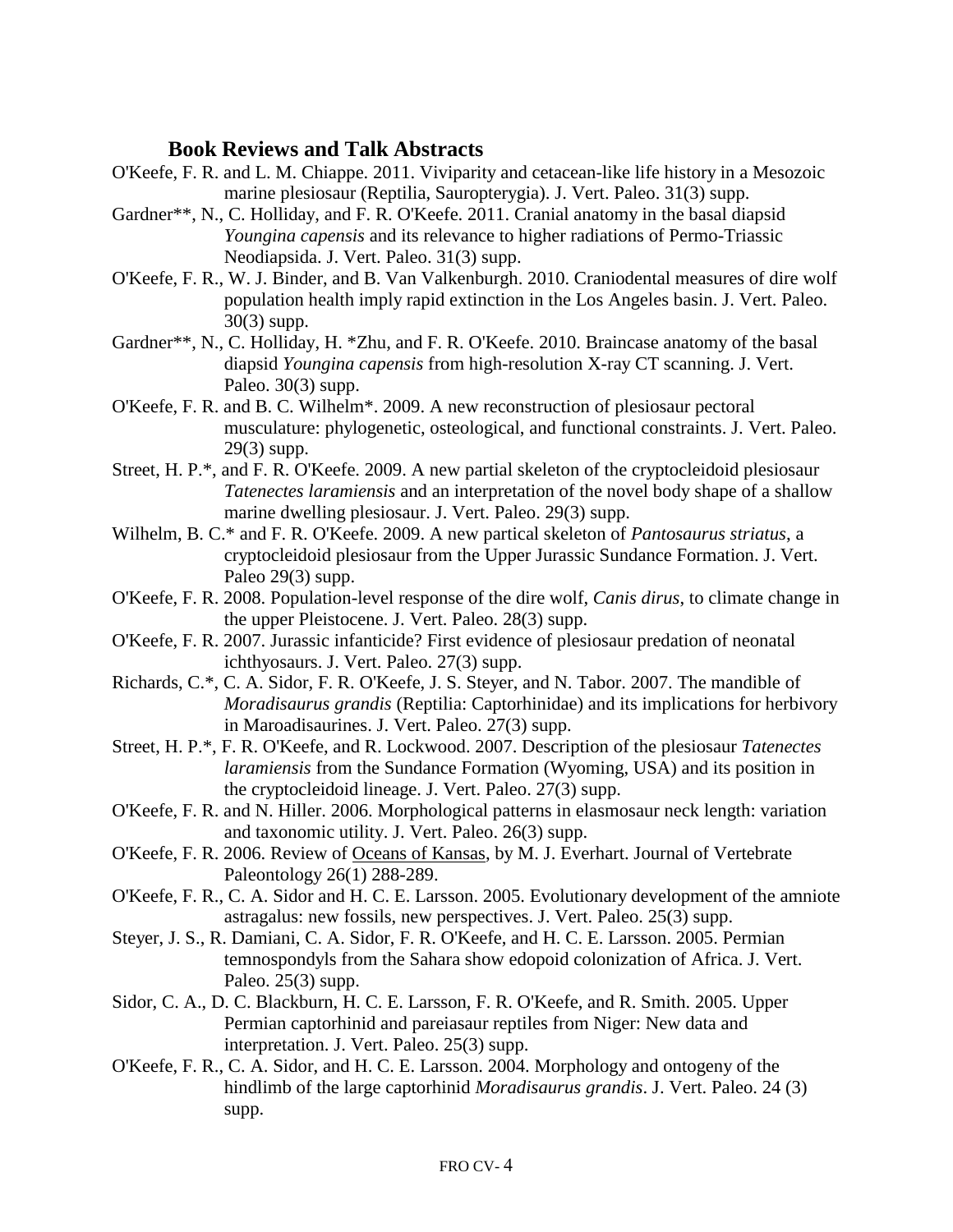### Book Reviews and Talk Abstracts

O'Keefe, F. R. and L. M. Chiappe. 2011. Viviparity and cetacean-like life history in a Mesozoic marine plesiosaur (Reptilia, Sauropterygia). J. Vert. Paleo. 31(3) supp.

Gardner**, N., C. Holliday, and F. R. O'Keefe. 2011. Cranial anatomy in the basal diapsid *Youngina capensis* and its relevance to higher radiations of Permo-Triassic Neodiapsida. J. Vert. Paleo. 31(3) supp.

O'Keefe, F. R., W. J. Binder, and B. Van Valkenburgh. 2010. Craniodental measures of dire wolf population health imply rapid extinction in the Los Angeles basin. J. Vert. Paleo. 30(3) supp.

Gardner**, N., C. Holliday, H. *Zhu, and F. R. O'Keefe. 2010. Braincase anatomy of the basal diapsid *Youngina capensis* from high-resolution X-ray CT scanning. J. Vert. Paleo. 30(3) supp.

O'Keefe, F. R. and B. C. Wilhelm*. 2009. A new reconstruction of plesiosaur pectoral musculature: phylogenetic, osteological, and functional constraints. J. Vert. Paleo. 29(3) supp.

Street, H. P.*, and F. R. O'Keefe. 2009. A new partial skeleton of the cryptocleidoid plesiosaur *Tatenectes laramiensis* and an interpretation of the novel body shape of a shallow marine dwelling plesiosaur. J. Vert. Paleo. 29(3) supp.

Wilhelm, B. C.* and F. R. O'Keefe. 2009. A new partical skeleton of *Pantosaurus striatus*, a cryptocleidoid plesiosaur from the Upper Jurassic Sundance Formation. J. Vert. Paleo 29(3) supp.

O'Keefe, F. R. 2008. Population-level response of the dire wolf, *Canis dirus*, to climate change in the upper Pleistocene. J. Vert. Paleo. 28(3) supp.

O'Keefe, F. R. 2007. Jurassic infanticide? First evidence of plesiosaur predation of neonatal ichthyosaurs. J. Vert. Paleo. 27(3) supp.

Richards, C.*, C. A. Sidor, F. R. O'Keefe, J. S. Steyer, and N. Tabor. 2007. The mandible of *Moradisaurus grandis* (Reptilia: Captorhinidae) and its implications for herbivory in Maroadisaurines. J. Vert. Paleo. 27(3) supp.

Street, H. P.*, F. R. O'Keefe, and R. Lockwood. 2007. Description of the plesiosaur *Tatenectes laramiensis* from the Sundance Formation (Wyoming, USA) and its position in the cryptocleidoid lineage. J. Vert. Paleo. 27(3) supp.

O'Keefe, F. R. and N. Hiller. 2006. Morphological patterns in elasmosaur neck length: variation and taxonomic utility. J. Vert. Paleo. 26(3) supp.

O'Keefe, F. R. 2006. Review of Oceans of Kansas, by M. J. Everhart. Journal of Vertebrate Paleontology 26(1) 288-289.

O'Keefe, F. R., C. A. Sidor and H. C. E. Larsson. 2005. Evolutionary development of the amniote astragalus: new fossils, new perspectives. J. Vert. Paleo. 25(3) supp.

Steyer, J. S., R. Damiani, C. A. Sidor, F. R. O'Keefe, and H. C. E. Larsson. 2005. Permian temnospondyls from the Sahara show edopoid colonization of Africa. J. Vert. Paleo. 25(3) supp.

Sidor, C. A., D. C. Blackburn, H. C. E. Larsson, F. R. O'Keefe, and R. Smith. 2005. Upper Permian captorhinid and pareiasaur reptiles from Niger: New data and interpretation. J. Vert. Paleo. 25(3) supp.

O'Keefe, F. R., C. A. Sidor, and H. C. E. Larsson. 2004. Morphology and ontogeny of the hindlimb of the large captorhinid *Moradisaurus grandis*. J. Vert. Paleo. 24 (3) supp.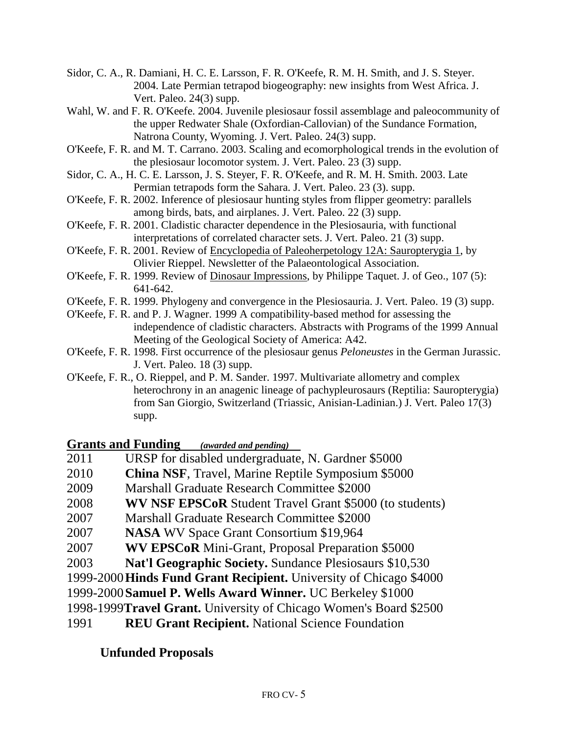Sidor, C. A., R. Damiani, H. C. E. Larsson, F. R. O'Keefe, R. M. H. Smith, and J. S. Steyer. 2004. Late Permian tetrapod biogeography: new insights from West Africa. J. Vert. Paleo. 24(3) supp.

Wahl, W. and F. R. O'Keefe. 2004. Juvenile plesiosaur fossil assemblage and paleocommunity of the upper Redwater Shale (Oxfordian-Callovian) of the Sundance Formation, Natrona County, Wyoming. J. Vert. Paleo. 24(3) supp.

O'Keefe, F. R. and M. T. Carrano. 2003. Scaling and ecomorphological trends in the evolution of the plesiosaur locomotor system. J. Vert. Paleo. 23 (3) supp.

Sidor, C. A., H. C. E. Larsson, J. S. Steyer, F. R. O'Keefe, and R. M. H. Smith. 2003. Late Permian tetrapods form the Sahara. J. Vert. Paleo. 23 (3). supp.

O'Keefe, F. R. 2002. Inference of plesiosaur hunting styles from flipper geometry: parallels among birds, bats, and airplanes. J. Vert. Paleo. 22 (3) supp.

O'Keefe, F. R. 2001. Cladistic character dependence in the Plesiosauria, with functional interpretations of correlated character sets. J. Vert. Paleo. 21 (3) supp.

O'Keefe, F. R. 2001. Review of Encyclopedia of Paleoherpetology 12A: Sauropterygia 1, by Olivier Rieppel. Newsletter of the Palaeontological Association.

O'Keefe, F. R. 1999. Review of Dinosaur Impressions, by Philippe Taquet. J. of Geo., 107 (5): 641-642.

O'Keefe, F. R. 1999. Phylogeny and convergence in the Plesiosauria. J. Vert. Paleo. 19 (3) supp.

O'Keefe, F. R. and P. J. Wagner. 1999 A compatibility-based method for assessing the independence of cladistic characters. Abstracts with Programs of the 1999 Annual Meeting of the Geological Society of America: A42.

O'Keefe, F. R. 1998. First occurrence of the plesiosaur genus *Peloneustes* in the German Jurassic. J. Vert. Paleo. 18 (3) supp.

O'Keefe, F. R., O. Rieppel, and P. M. Sander. 1997. Multivariate allometry and complex heterochrony in an anagenic lineage of pachypleurosaurs (Reptilia: Sauropterygia) from San Giorgio, Switzerland (Triassic, Anisian-Ladinian.) J. Vert. Paleo 17(3) supp.

## Grants and Funding *(awarded and pending)*

2011 URSP for disabled undergraduate, N. Gardner $5000
2010 **China NSF**, Travel, Marine Reptile Symposium $5000
2009 Marshall Graduate Research Committee $2000
2008 **WV NSF EPSCoR** Student Travel Grant $5000 (to students)
2007 Marshall Graduate Research Committee $2000
2007 **NASA** WV Space Grant Consortium $19,964
2007 **WV EPSCoR** Mini-Grant, Proposal Preparation $5000
2003 **Nat'l Geographic Society.** Sundance Plesiosaurs $10,530
1999-2000 **Hinds Fund Grant Recipient.** University of Chicago $4000
1999-2000 **Samuel P. Wells Award Winner.** UC Berkeley $1000
1998-1999 **Travel Grant.** University of Chicago Women's Board $2500
1991 **REU Grant Recipient.** National Science Foundation

### Unfunded Proposals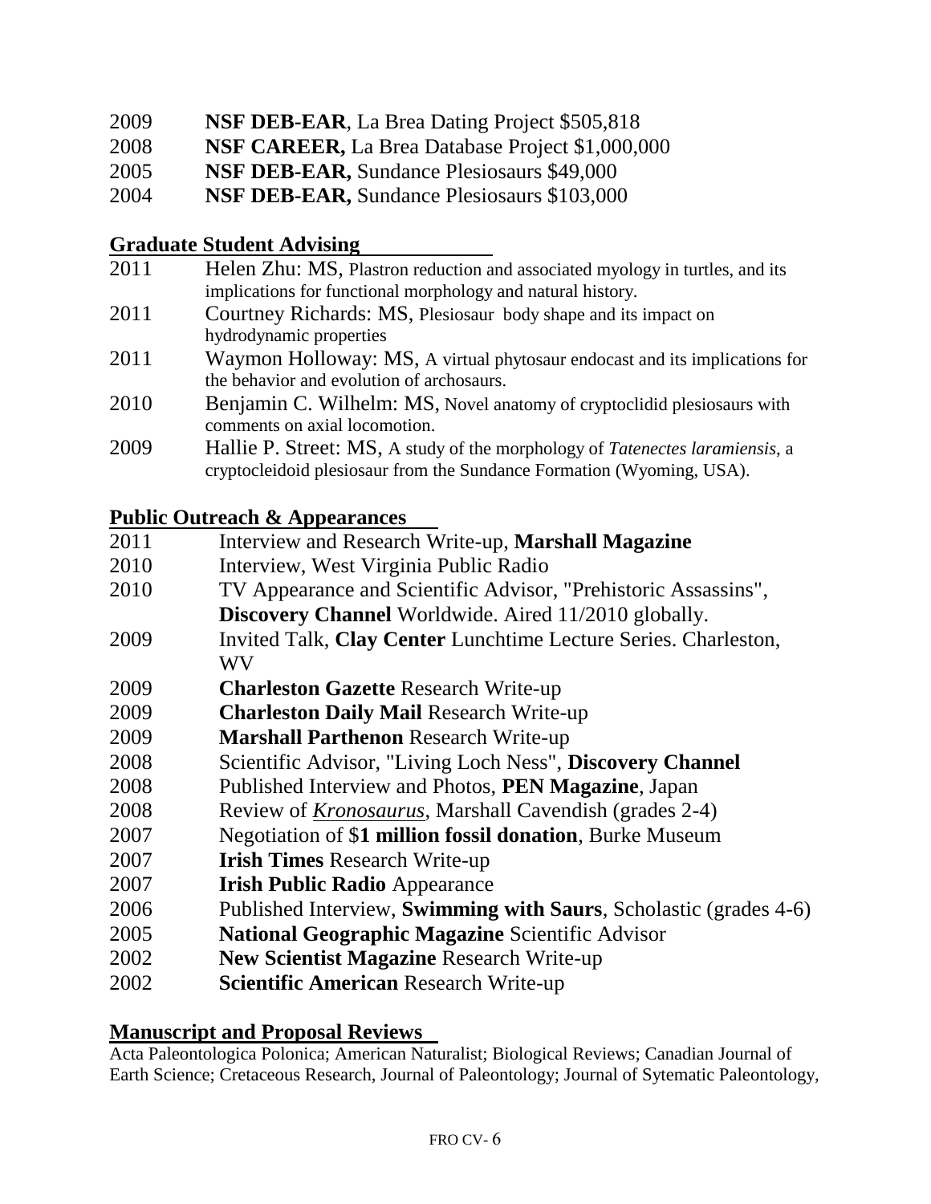2009 **NSF DEB-EAR**, La Brea Dating Project $505,818
2008 **NSF CAREER,** La Brea Database Project $1,000,000
2005 **NSF DEB-EAR,** Sundance Plesiosaurs $49,000
2004 **NSF DEB-EAR,** Sundance Plesiosaurs $103,000

## Graduate Student Advising

2011 Helen Zhu: MS, Plastron reduction and associated myology in turtles, and its implications for functional morphology and natural history.

2011 Courtney Richards: MS, Plesiosaur body shape and its impact on hydrodynamic properties

2011 Waymon Holloway: MS, A virtual phytosaur endocast and its implications for the behavior and evolution of archosaurs.

2010 Benjamin C. Wilhelm: MS, Novel anatomy of cryptoclidid plesiosaurs with comments on axial locomotion.

2009 Hallie P. Street: MS, A study of the morphology of *Tatenectes laramiensis*, a cryptocleidoid plesiosaur from the Sundance Formation (Wyoming, USA).

## Public Outreach & Appearances

2011 Interview and Research Write-up, **Marshall Magazine**
2010 Interview, West Virginia Public Radio
2010 TV Appearance and Scientific Advisor, "Prehistoric Assassins", **Discovery Channel** Worldwide. Aired 11/2010 globally.
2009 Invited Talk, **Clay Center** Lunchtime Lecture Series. Charleston, WV
2009 **Charleston Gazette** Research Write-up
2009 **Charleston Daily Mail** Research Write-up
2009 **Marshall Parthenon** Research Write-up
2008 Scientific Advisor, "Living Loch Ness", **Discovery Channel**
2008 Published Interview and Photos, **PEN Magazine**, Japan
2008 Review of *Kronosaurus*, Marshall Cavendish (grades 2-4)
2007 Negotiation of $**1 million fossil donation**, Burke Museum
2007 **Irish Times** Research Write-up
2007 **Irish Public Radio** Appearance
2006 Published Interview, **Swimming with Saurs**, Scholastic (grades 4-6)
2005 **National Geographic Magazine** Scientific Advisor
2002 **New Scientist Magazine** Research Write-up
2002 **Scientific American** Research Write-up

## Manuscript and Proposal Reviews

Acta Paleontologica Polonica; American Naturalist; Biological Reviews; Canadian Journal of Earth Science; Cretaceous Research, Journal of Paleontology; Journal of Sytematic Paleontology,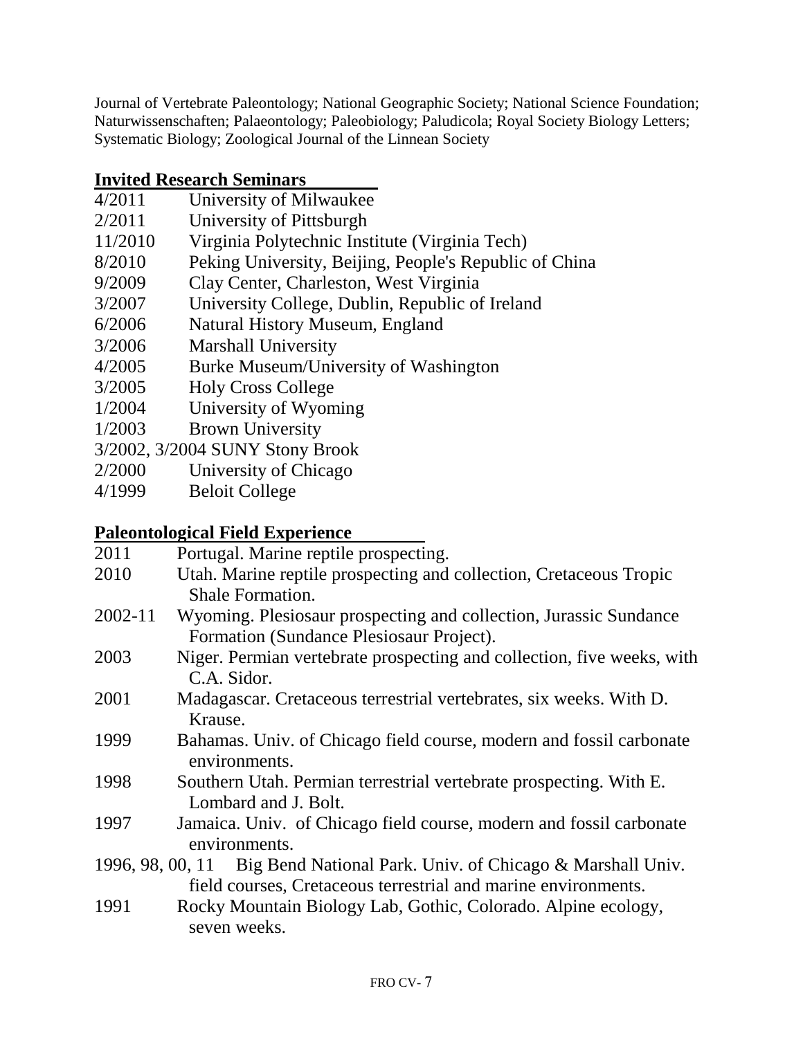Journal of Vertebrate Paleontology; National Geographic Society; National Science Foundation; Naturwissenschaften; Palaeontology; Paleobiology; Paludicola; Royal Society Biology Letters; Systematic Biology; Zoological Journal of the Linnean Society

## Invited Research Seminars

4/2011 University of Milwaukee
2/2011 University of Pittsburgh
11/2010 Virginia Polytechnic Institute (Virginia Tech)
8/2010 Peking University, Beijing, People's Republic of China
9/2009 Clay Center, Charleston, West Virginia
3/2007 University College, Dublin, Republic of Ireland
6/2006 Natural History Museum, England
3/2006 Marshall University
4/2005 Burke Museum/University of Washington
3/2005 Holy Cross College
1/2004 University of Wyoming
1/2003 Brown University
3/2002, 3/2004 SUNY Stony Brook
2/2000 University of Chicago
4/1999 Beloit College

## Paleontological Field Experience

2011 Portugal. Marine reptile prospecting.
2010 Utah. Marine reptile prospecting and collection, Cretaceous Tropic Shale Formation.
2002-11 Wyoming. Plesiosaur prospecting and collection, Jurassic Sundance Formation (Sundance Plesiosaur Project).
2003 Niger. Permian vertebrate prospecting and collection, five weeks, with C.A. Sidor.
2001 Madagascar. Cretaceous terrestrial vertebrates, six weeks. With D. Krause.
1999 Bahamas. Univ. of Chicago field course, modern and fossil carbonate environments.
1998 Southern Utah. Permian terrestrial vertebrate prospecting. With E. Lombard and J. Bolt.
1997 Jamaica. Univ. of Chicago field course, modern and fossil carbonate environments.
1996, 98, 00, 11 Big Bend National Park. Univ. of Chicago & Marshall Univ. field courses, Cretaceous terrestrial and marine environments.
1991 Rocky Mountain Biology Lab, Gothic, Colorado. Alpine ecology, seven weeks.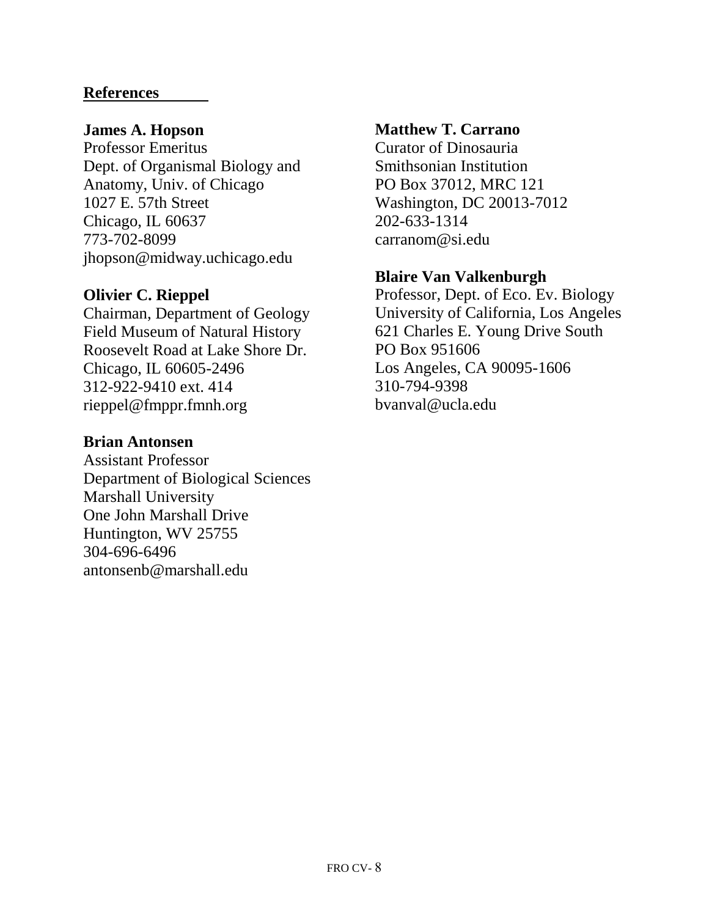**References**

**James A. Hopson**
Professor Emeritus
Dept. of Organismal Biology and Anatomy, Univ. of Chicago
1027 E. 57th Street
Chicago, IL 60637
773-702-8099
jhopson@midway.uchicago.edu

**Olivier C. Rieppel**
Chairman, Department of Geology
Field Museum of Natural History
Roosevelt Road at Lake Shore Dr.
Chicago, IL 60605-2496
312-922-9410 ext. 414
rieppel@fmppr.fmnh.org

**Brian Antonsen**
Assistant Professor
Department of Biological Sciences
Marshall University
One John Marshall Drive
Huntington, WV 25755
304-696-6496
antonsenb@marshall.edu

**Matthew T. Carrano**
Curator of Dinosauria
Smithsonian Institution
PO Box 37012, MRC 121
Washington, DC 20013-7012
202-633-1314
carranom@si.edu

**Blaire Van Valkenburgh**
Professor, Dept. of Eco. Ev. Biology
University of California, Los Angeles
621 Charles E. Young Drive South
PO Box 951606
Los Angeles, CA 90095-1606
310-794-9398
bvanval@ucla.edu